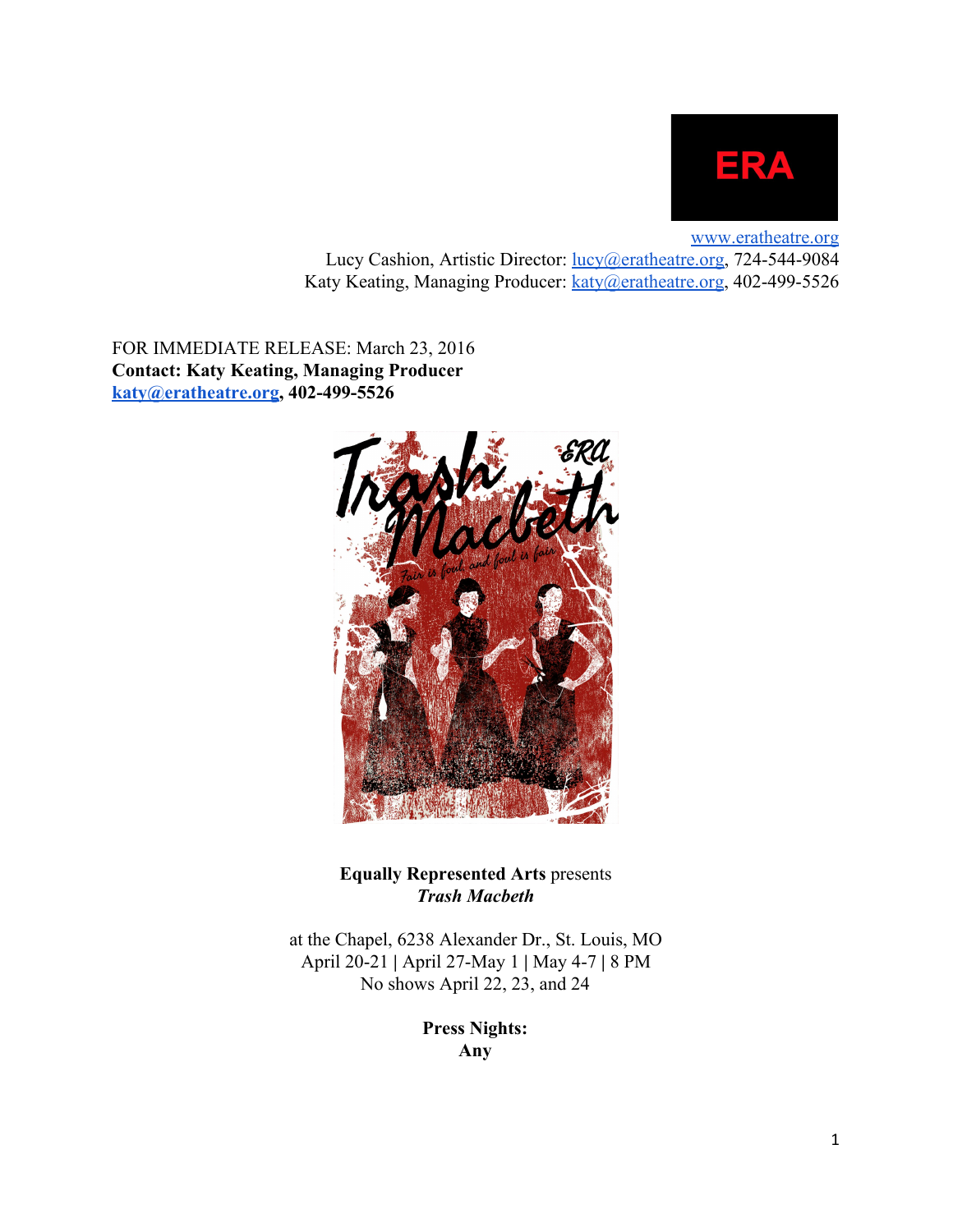ERA

www.eratheatre.org
Lucy Cashion, Artistic Director: lucy@eratheatre.org, 724-544-9084
Katy Keating, Managing Producer: katy@eratheatre.org, 402-499-5526

FOR IMMEDIATE RELEASE: March 23, 2016
**Contact: Katy Keating, Managing Producer**
**katy@eratheatre.org, 402-499-5526**

**Equally Represented Arts** presents
***Trash Macbeth***

at the Chapel, 6238 Alexander Dr., St. Louis, MO
April 20-21 | April 27-May 1 | May 4-7 | 8 PM
No shows April 22, 23, and 24

**Press Nights:**
**Any**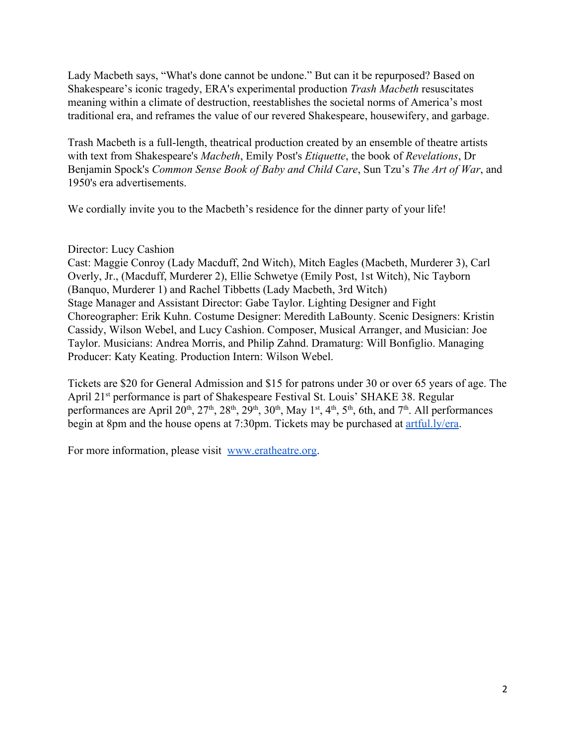Lady Macbeth says, “What's done cannot be undone.” But can it be repurposed? Based on Shakespeare’s iconic tragedy, ERA's experimental production *Trash Macbeth* resuscitates meaning within a climate of destruction, reestablishes the societal norms of America’s most traditional era, and reframes the value of our revered Shakespeare, housewifery, and garbage.

Trash Macbeth is a full-length, theatrical production created by an ensemble of theatre artists with text from Shakespeare's *Macbeth*, Emily Post's *Etiquette*, the book of *Revelations*, Dr Benjamin Spock's *Common Sense Book of Baby and Child Care*, Sun Tzu’s *The Art of War*, and 1950's era advertisements.

We cordially invite you to the Macbeth’s residence for the dinner party of your life!

Director: Lucy Cashion
Cast: Maggie Conroy (Lady Macduff, 2nd Witch), Mitch Eagles (Macbeth, Murderer 3), Carl Overly, Jr., (Macduff, Murderer 2), Ellie Schwetye (Emily Post, 1st Witch), Nic Tayborn (Banquo, Murderer 1) and Rachel Tibbetts (Lady Macbeth, 3rd Witch)
Stage Manager and Assistant Director: Gabe Taylor. Lighting Designer and Fight Choreographer: Erik Kuhn. Costume Designer: Meredith LaBounty. Scenic Designers: Kristin Cassidy, Wilson Webel, and Lucy Cashion. Composer, Musical Arranger, and Musician: Joe Taylor. Musicians: Andrea Morris, and Philip Zahnd. Dramaturg: Will Bonfiglio. Managing Producer: Katy Keating. Production Intern: Wilson Webel.

Tickets are $20 for General Admission and $15 for patrons under 30 or over 65 years of age. The April 21st performance is part of Shakespeare Festival St. Louis’ SHAKE 38. Regular performances are April 20th, 27th, 28th, 29th, 30th, May 1st, 4th, 5th, 6th, and 7th. All performances begin at 8pm and the house opens at 7:30pm. Tickets may be purchased at [artful.ly/era](artful.ly/era).

For more information, please visit [www.eratheatre.org](www.eratheatre.org).